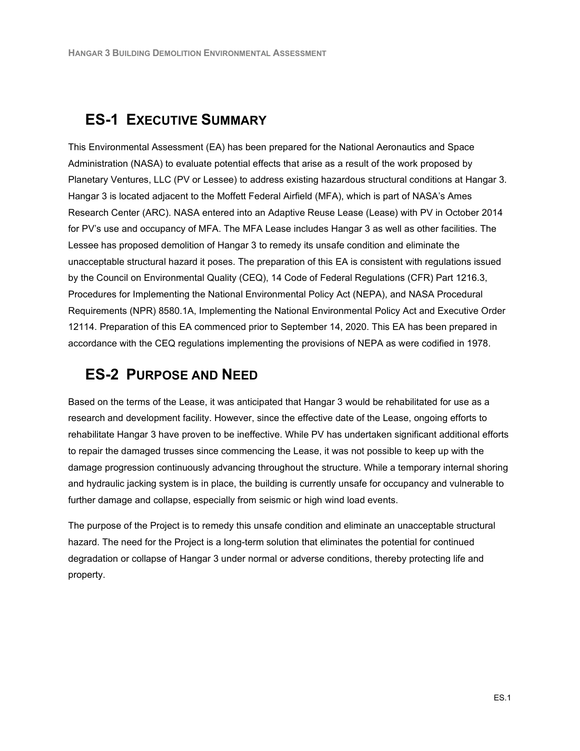## ES-1 Executive Summary

This Environmental Assessment (EA) has been prepared for the National Aeronautics and Space Administration (NASA) to evaluate potential effects that arise as a result of the work proposed by Planetary Ventures, LLC (PV or Lessee) to address existing hazardous structural conditions at Hangar 3. Hangar 3 is located adjacent to the Moffett Federal Airfield (MFA), which is part of NASA's Ames Research Center (ARC). NASA entered into an Adaptive Reuse Lease (Lease) with PV in October 2014 for PV's use and occupancy of MFA. The MFA Lease includes Hangar 3 as well as other facilities. The Lessee has proposed demolition of Hangar 3 to remedy its unsafe condition and eliminate the unacceptable structural hazard it poses. The preparation of this EA is consistent with regulations issued by the Council on Environmental Quality (CEQ), 14 Code of Federal Regulations (CFR) Part 1216.3, Procedures for Implementing the National Environmental Policy Act (NEPA), and NASA Procedural Requirements (NPR) 8580.1A, Implementing the National Environmental Policy Act and Executive Order 12114. Preparation of this EA commenced prior to September 14, 2020. This EA has been prepared in accordance with the CEQ regulations implementing the provisions of NEPA as were codified in 1978.

## ES-2 Purpose and Need

Based on the terms of the Lease, it was anticipated that Hangar 3 would be rehabilitated for use as a research and development facility. However, since the effective date of the Lease, ongoing efforts to rehabilitate Hangar 3 have proven to be ineffective. While PV has undertaken significant additional efforts to repair the damaged trusses since commencing the Lease, it was not possible to keep up with the damage progression continuously advancing throughout the structure. While a temporary internal shoring and hydraulic jacking system is in place, the building is currently unsafe for occupancy and vulnerable to further damage and collapse, especially from seismic or high wind load events.

The purpose of the Project is to remedy this unsafe condition and eliminate an unacceptable structural hazard. The need for the Project is a long-term solution that eliminates the potential for continued degradation or collapse of Hangar 3 under normal or adverse conditions, thereby protecting life and property.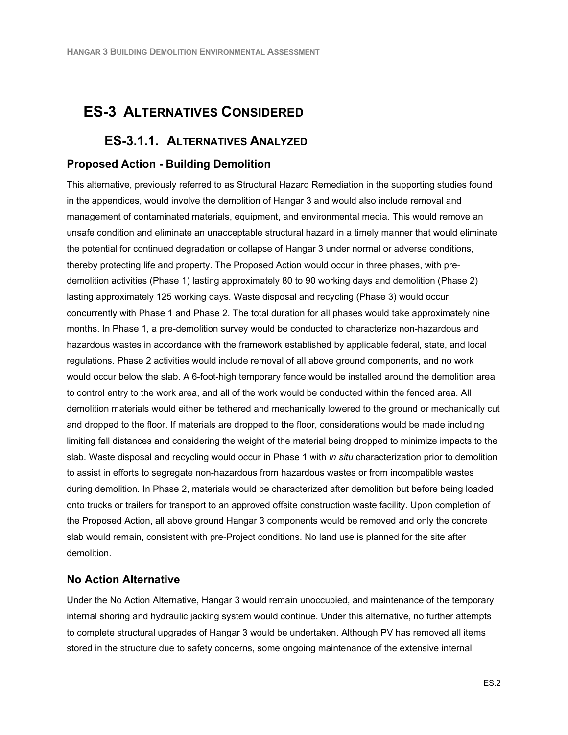# ES-3 Alternatives Considered

## ES-3.1.1. Alternatives Analyzed

### Proposed Action - Building Demolition

This alternative, previously referred to as Structural Hazard Remediation in the supporting studies found in the appendices, would involve the demolition of Hangar 3 and would also include removal and management of contaminated materials, equipment, and environmental media. This would remove an unsafe condition and eliminate an unacceptable structural hazard in a timely manner that would eliminate the potential for continued degradation or collapse of Hangar 3 under normal or adverse conditions, thereby protecting life and property. The Proposed Action would occur in three phases, with pre-demolition activities (Phase 1) lasting approximately 80 to 90 working days and demolition (Phase 2) lasting approximately 125 working days. Waste disposal and recycling (Phase 3) would occur concurrently with Phase 1 and Phase 2. The total duration for all phases would take approximately nine months. In Phase 1, a pre-demolition survey would be conducted to characterize non-hazardous and hazardous wastes in accordance with the framework established by applicable federal, state, and local regulations. Phase 2 activities would include removal of all above ground components, and no work would occur below the slab. A 6-foot-high temporary fence would be installed around the demolition area to control entry to the work area, and all of the work would be conducted within the fenced area. All demolition materials would either be tethered and mechanically lowered to the ground or mechanically cut and dropped to the floor. If materials are dropped to the floor, considerations would be made including limiting fall distances and considering the weight of the material being dropped to minimize impacts to the slab. Waste disposal and recycling would occur in Phase 1 with *in situ* characterization prior to demolition to assist in efforts to segregate non-hazardous from hazardous wastes or from incompatible wastes during demolition. In Phase 2, materials would be characterized after demolition but before being loaded onto trucks or trailers for transport to an approved offsite construction waste facility. Upon completion of the Proposed Action, all above ground Hangar 3 components would be removed and only the concrete slab would remain, consistent with pre-Project conditions. No land use is planned for the site after demolition.

### No Action Alternative

Under the No Action Alternative, Hangar 3 would remain unoccupied, and maintenance of the temporary internal shoring and hydraulic jacking system would continue. Under this alternative, no further attempts to complete structural upgrades of Hangar 3 would be undertaken. Although PV has removed all items stored in the structure due to safety concerns, some ongoing maintenance of the extensive internal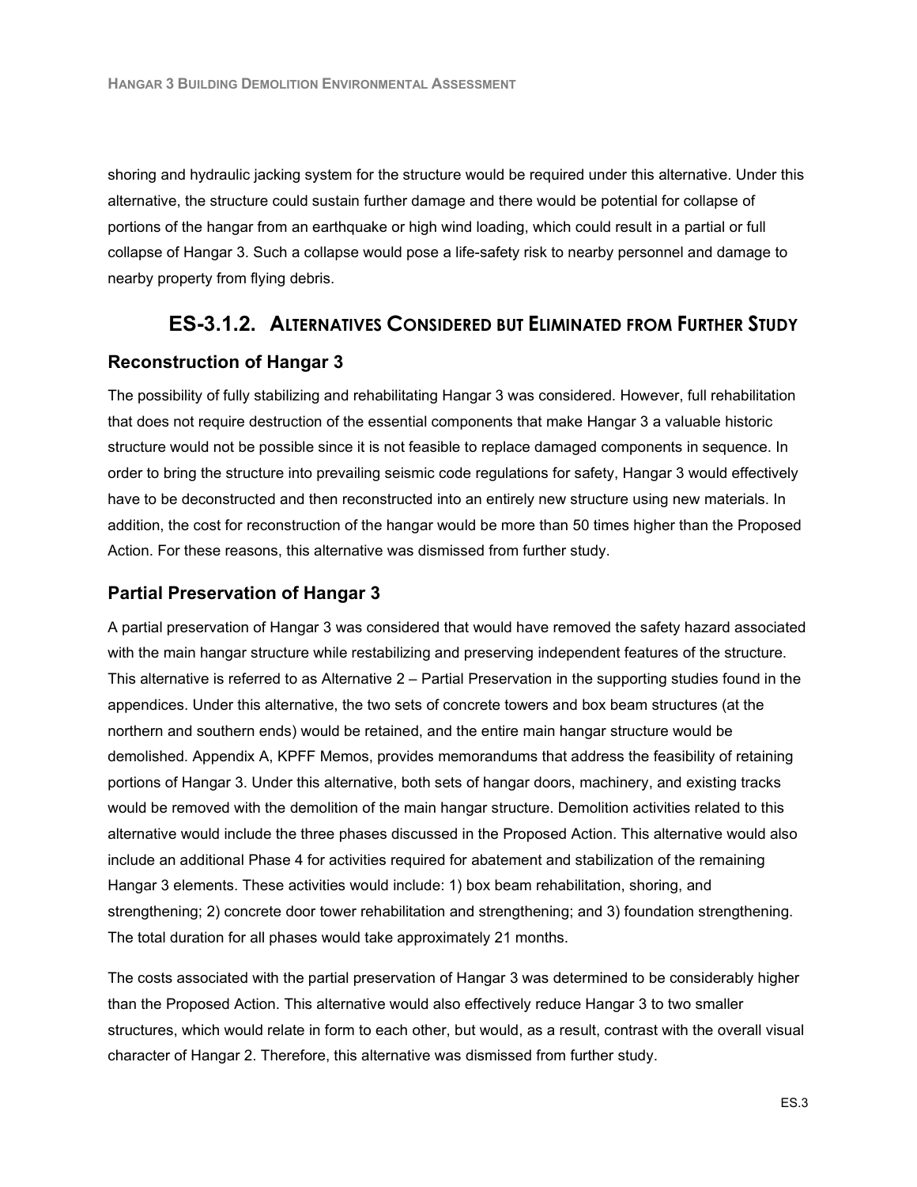shoring and hydraulic jacking system for the structure would be required under this alternative. Under this alternative, the structure could sustain further damage and there would be potential for collapse of portions of the hangar from an earthquake or high wind loading, which could result in a partial or full collapse of Hangar 3. Such a collapse would pose a life-safety risk to nearby personnel and damage to nearby property from flying debris.

### ES-3.1.2. Alternatives Considered but Eliminated from Further Study

#### Reconstruction of Hangar 3

The possibility of fully stabilizing and rehabilitating Hangar 3 was considered. However, full rehabilitation that does not require destruction of the essential components that make Hangar 3 a valuable historic structure would not be possible since it is not feasible to replace damaged components in sequence. In order to bring the structure into prevailing seismic code regulations for safety, Hangar 3 would effectively have to be deconstructed and then reconstructed into an entirely new structure using new materials. In addition, the cost for reconstruction of the hangar would be more than 50 times higher than the Proposed Action. For these reasons, this alternative was dismissed from further study.

#### Partial Preservation of Hangar 3

A partial preservation of Hangar 3 was considered that would have removed the safety hazard associated with the main hangar structure while restabilizing and preserving independent features of the structure. This alternative is referred to as Alternative 2 – Partial Preservation in the supporting studies found in the appendices. Under this alternative, the two sets of concrete towers and box beam structures (at the northern and southern ends) would be retained, and the entire main hangar structure would be demolished. Appendix A, KPFF Memos, provides memorandums that address the feasibility of retaining portions of Hangar 3. Under this alternative, both sets of hangar doors, machinery, and existing tracks would be removed with the demolition of the main hangar structure. Demolition activities related to this alternative would include the three phases discussed in the Proposed Action. This alternative would also include an additional Phase 4 for activities required for abatement and stabilization of the remaining Hangar 3 elements. These activities would include: 1) box beam rehabilitation, shoring, and strengthening; 2) concrete door tower rehabilitation and strengthening; and 3) foundation strengthening. The total duration for all phases would take approximately 21 months.

The costs associated with the partial preservation of Hangar 3 was determined to be considerably higher than the Proposed Action. This alternative would also effectively reduce Hangar 3 to two smaller structures, which would relate in form to each other, but would, as a result, contrast with the overall visual character of Hangar 2. Therefore, this alternative was dismissed from further study.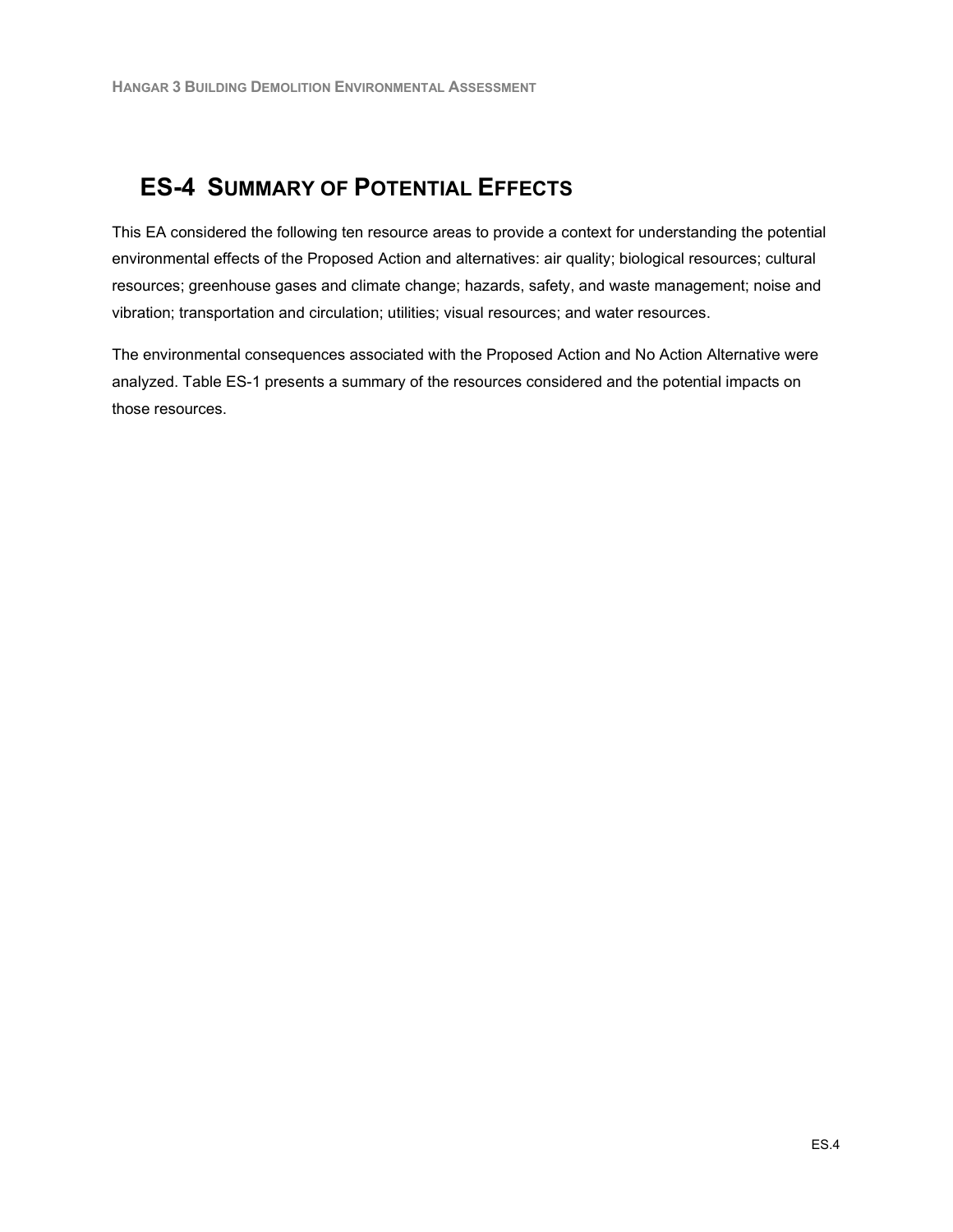## ES-4 SUMMARY OF POTENTIAL EFFECTS

This EA considered the following ten resource areas to provide a context for understanding the potential environmental effects of the Proposed Action and alternatives: air quality; biological resources; cultural resources; greenhouse gases and climate change; hazards, safety, and waste management; noise and vibration; transportation and circulation; utilities; visual resources; and water resources.

The environmental consequences associated with the Proposed Action and No Action Alternative were analyzed. Table ES-1 presents a summary of the resources considered and the potential impacts on those resources.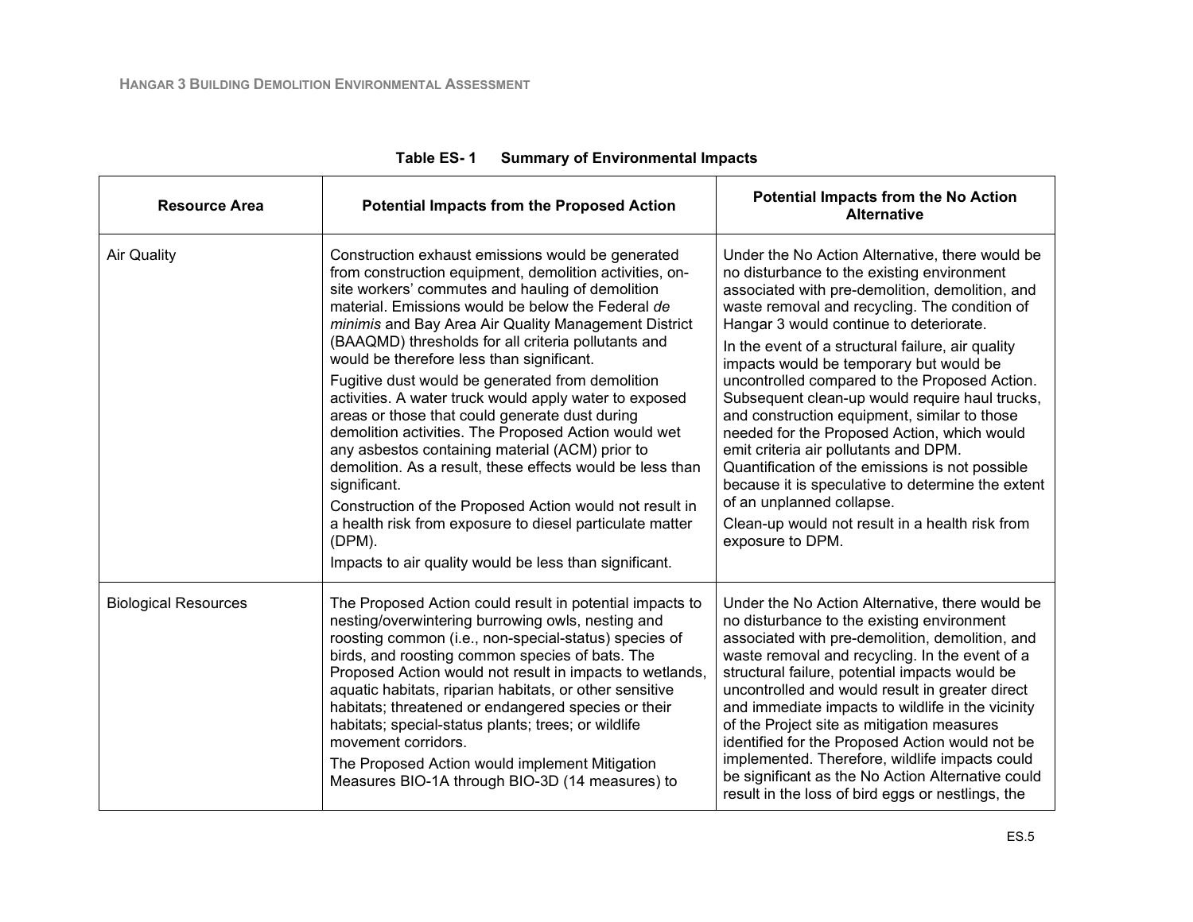**Table ES- 1 Summary of Environmental Impacts**

| Resource Area | Potential Impacts from the Proposed Action | Potential Impacts from the No Action Alternative |
|---|---|---|
| Air Quality | Construction exhaust emissions would be generated from construction equipment, demolition activities, on-site workers' commutes and hauling of demolition material. Emissions would be below the Federal *de minimis* and Bay Area Air Quality Management District (BAAQMD) thresholds for all criteria pollutants and would be therefore less than significant.<br>Fugitive dust would be generated from demolition activities. A water truck would apply water to exposed areas or those that could generate dust during demolition activities. The Proposed Action would wet any asbestos containing material (ACM) prior to demolition. As a result, these effects would be less than significant.<br>Construction of the Proposed Action would not result in a health risk from exposure to diesel particulate matter (DPM).<br>Impacts to air quality would be less than significant. | Under the No Action Alternative, there would be no disturbance to the existing environment associated with pre-demolition, demolition, and waste removal and recycling. The condition of Hangar 3 would continue to deteriorate.<br>In the event of a structural failure, air quality impacts would be temporary but would be uncontrolled compared to the Proposed Action. Subsequent clean-up would require haul trucks, and construction equipment, similar to those needed for the Proposed Action, which would emit criteria air pollutants and DPM. Quantification of the emissions is not possible because it is speculative to determine the extent of an unplanned collapse.<br>Clean-up would not result in a health risk from exposure to DPM. |
| Biological Resources | The Proposed Action could result in potential impacts to nesting/overwintering burrowing owls, nesting and roosting common (i.e., non-special-status) species of birds, and roosting common species of bats. The Proposed Action would not result in impacts to wetlands, aquatic habitats, riparian habitats, or other sensitive habitats; threatened or endangered species or their habitats; special-status plants; trees; or wildlife movement corridors.<br>The Proposed Action would implement Mitigation Measures BIO-1A through BIO-3D (14 measures) to | Under the No Action Alternative, there would be no disturbance to the existing environment associated with pre-demolition, demolition, and waste removal and recycling. In the event of a structural failure, potential impacts would be uncontrolled and would result in greater direct and immediate impacts to wildlife in the vicinity of the Project site as mitigation measures identified for the Proposed Action would not be implemented. Therefore, wildlife impacts could be significant as the No Action Alternative could result in the loss of bird eggs or nestlings, the |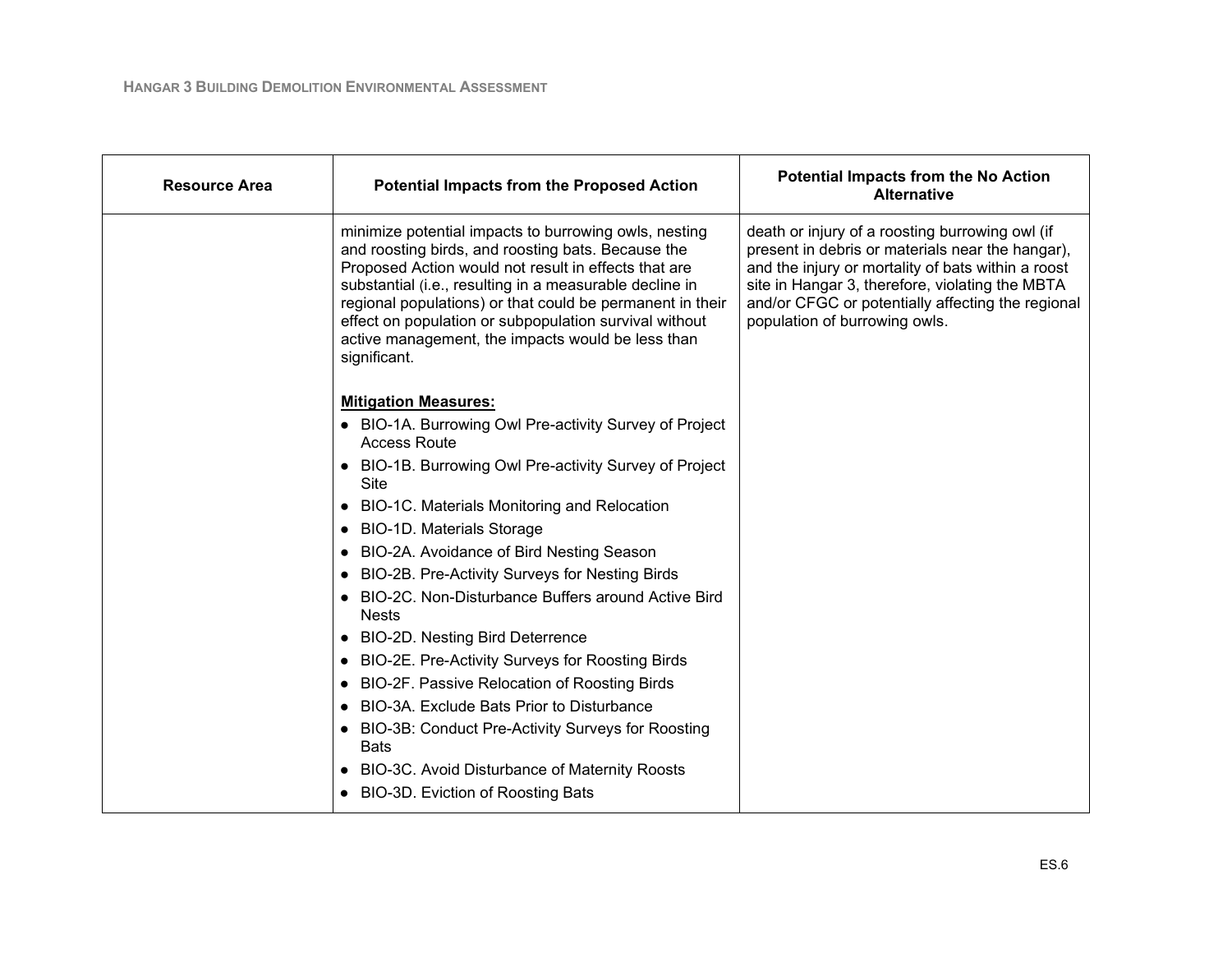| Resource Area | Potential Impacts from the Proposed Action | Potential Impacts from the No Action Alternative |
|---|---|---|
| | minimize potential impacts to burrowing owls, nesting and roosting birds, and roosting bats. Because the Proposed Action would not result in effects that are substantial (i.e., resulting in a measurable decline in regional populations) or that could be permanent in their effect on population or subpopulation survival without active management, the impacts would be less than significant.<br><br>**<u>Mitigation Measures:</u>**<br>• BIO-1A. Burrowing Owl Pre-activity Survey of Project Access Route<br>• BIO-1B. Burrowing Owl Pre-activity Survey of Project Site<br>• BIO-1C. Materials Monitoring and Relocation<br>• BIO-1D. Materials Storage<br>• BIO-2A. Avoidance of Bird Nesting Season<br>• BIO-2B. Pre-Activity Surveys for Nesting Birds<br>• BIO-2C. Non-Disturbance Buffers around Active Bird Nests<br>• BIO-2D. Nesting Bird Deterrence<br>• BIO-2E. Pre-Activity Surveys for Roosting Birds<br>• BIO-2F. Passive Relocation of Roosting Birds<br>• BIO-3A. Exclude Bats Prior to Disturbance<br>• BIO-3B: Conduct Pre-Activity Surveys for Roosting Bats<br>• BIO-3C. Avoid Disturbance of Maternity Roosts<br>• BIO-3D. Eviction of Roosting Bats | death or injury of a roosting burrowing owl (if present in debris or materials near the hangar), and the injury or mortality of bats within a roost site in Hangar 3, therefore, violating the MBTA and/or CFGC or potentially affecting the regional population of burrowing owls. |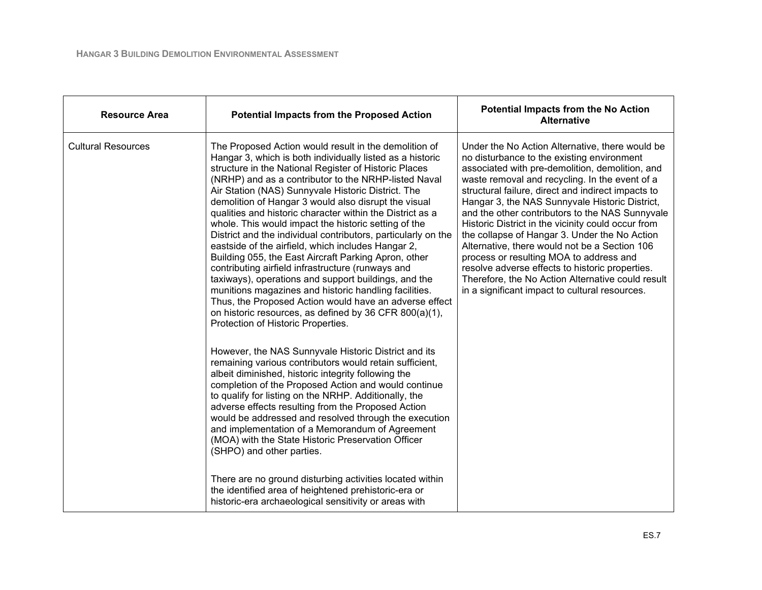| Resource Area | Potential Impacts from the Proposed Action | Potential Impacts from the No Action Alternative |
|---|---|---|
| Cultural Resources | The Proposed Action would result in the demolition of Hangar 3, which is both individually listed as a historic structure in the National Register of Historic Places (NRHP) and as a contributor to the NRHP-listed Naval Air Station (NAS) Sunnyvale Historic District. The demolition of Hangar 3 would also disrupt the visual qualities and historic character within the District as a whole. This would impact the historic setting of the District and the individual contributors, particularly on the eastside of the airfield, which includes Hangar 2, Building 055, the East Aircraft Parking Apron, other contributing airfield infrastructure (runways and taxiways), operations and support buildings, and the munitions magazines and historic handling facilities. Thus, the Proposed Action would have an adverse effect on historic resources, as defined by 36 CFR 800(a)(1), Protection of Historic Properties.<br><br>However, the NAS Sunnyvale Historic District and its remaining various contributors would retain sufficient, albeit diminished, historic integrity following the completion of the Proposed Action and would continue to qualify for listing on the NRHP. Additionally, the adverse effects resulting from the Proposed Action would be addressed and resolved through the execution and implementation of a Memorandum of Agreement (MOA) with the State Historic Preservation Officer (SHPO) and other parties.<br><br>There are no ground disturbing activities located within the identified area of heightened prehistoric-era or historic-era archaeological sensitivity or areas with | Under the No Action Alternative, there would be no disturbance to the existing environment associated with pre-demolition, demolition, and waste removal and recycling. In the event of a structural failure, direct and indirect impacts to Hangar 3, the NAS Sunnyvale Historic District, and the other contributors to the NAS Sunnyvale Historic District in the vicinity could occur from the collapse of Hangar 3. Under the No Action Alternative, there would not be a Section 106 process or resulting MOA to address and resolve adverse effects to historic properties. Therefore, the No Action Alternative could result in a significant impact to cultural resources. |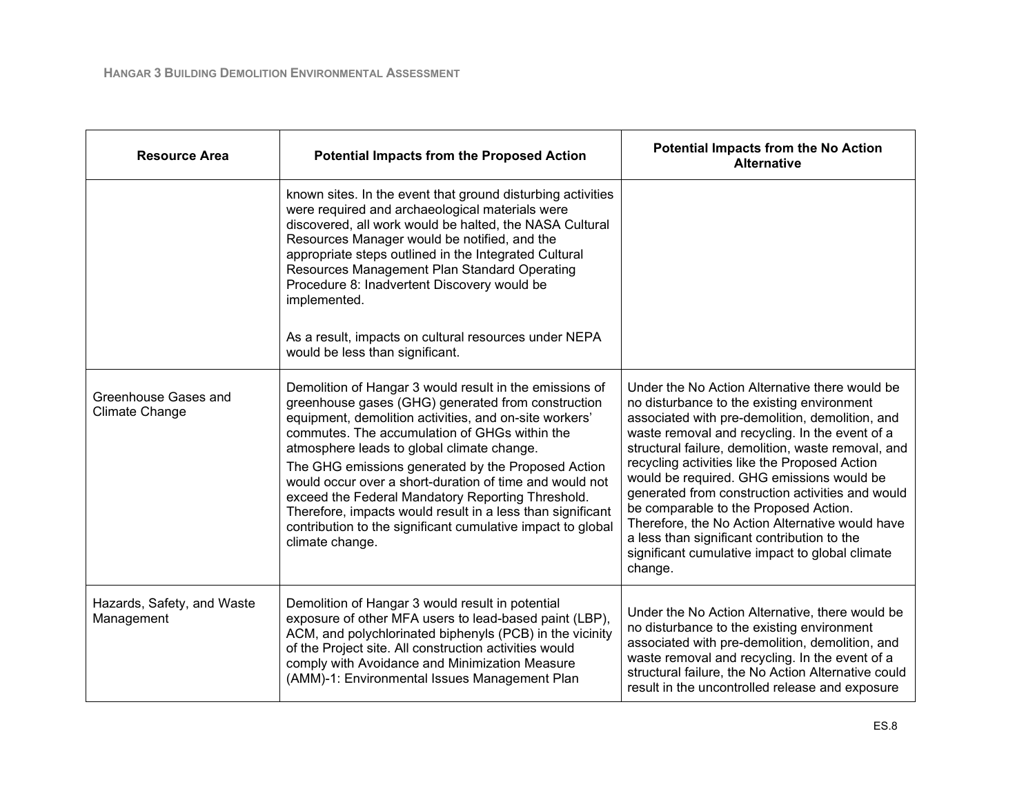| Resource Area | Potential Impacts from the Proposed Action | Potential Impacts from the No Action Alternative |
|---|---|---|
| | known sites. In the event that ground disturbing activities were required and archaeological materials were discovered, all work would be halted, the NASA Cultural Resources Manager would be notified, and the appropriate steps outlined in the Integrated Cultural Resources Management Plan Standard Operating Procedure 8: Inadvertent Discovery would be implemented.<br><br>As a result, impacts on cultural resources under NEPA would be less than significant. | |
| Greenhouse Gases and Climate Change | Demolition of Hangar 3 would result in the emissions of greenhouse gases (GHG) generated from construction equipment, demolition activities, and on-site workers' commutes. The accumulation of GHGs within the atmosphere leads to global climate change.<br>The GHG emissions generated by the Proposed Action would occur over a short-duration of time and would not exceed the Federal Mandatory Reporting Threshold. Therefore, impacts would result in a less than significant contribution to the significant cumulative impact to global climate change. | Under the No Action Alternative there would be no disturbance to the existing environment associated with pre-demolition, demolition, and waste removal and recycling. In the event of a structural failure, demolition, waste removal, and recycling activities like the Proposed Action would be required. GHG emissions would be generated from construction activities and would be comparable to the Proposed Action. Therefore, the No Action Alternative would have a less than significant contribution to the significant cumulative impact to global climate change. |
| Hazards, Safety, and Waste Management | Demolition of Hangar 3 would result in potential exposure of other MFA users to lead-based paint (LBP), ACM, and polychlorinated biphenyls (PCB) in the vicinity of the Project site. All construction activities would comply with Avoidance and Minimization Measure (AMM)-1: Environmental Issues Management Plan | Under the No Action Alternative, there would be no disturbance to the existing environment associated with pre-demolition, demolition, and waste removal and recycling. In the event of a structural failure, the No Action Alternative could result in the uncontrolled release and exposure |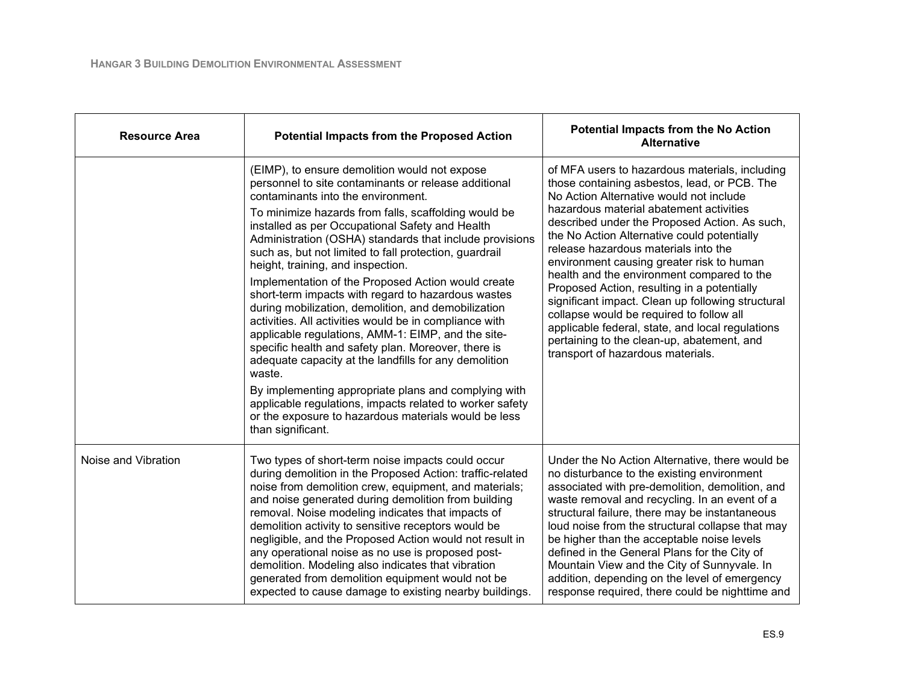| Resource Area | Potential Impacts from the Proposed Action | Potential Impacts from the No Action Alternative |
|---|---|---|
| | (EIMP), to ensure demolition would not expose personnel to site contaminants or release additional contaminants into the environment.<br><br>To minimize hazards from falls, scaffolding would be installed as per Occupational Safety and Health Administration (OSHA) standards that include provisions such as, but not limited to fall protection, guardrail height, training, and inspection.<br><br>Implementation of the Proposed Action would create short-term impacts with regard to hazardous wastes during mobilization, demolition, and demobilization activities. All activities would be in compliance with applicable regulations, AMM-1: EIMP, and the site-specific health and safety plan. Moreover, there is adequate capacity at the landfills for any demolition waste.<br><br>By implementing appropriate plans and complying with applicable regulations, impacts related to worker safety or the exposure to hazardous materials would be less than significant. | of MFA users to hazardous materials, including those containing asbestos, lead, or PCB. The No Action Alternative would not include hazardous material abatement activities described under the Proposed Action. As such, the No Action Alternative could potentially release hazardous materials into the environment causing greater risk to human health and the environment compared to the Proposed Action, resulting in a potentially significant impact. Clean up following structural collapse would be required to follow all applicable federal, state, and local regulations pertaining to the clean-up, abatement, and transport of hazardous materials. |
| Noise and Vibration | Two types of short-term noise impacts could occur during demolition in the Proposed Action: traffic-related noise from demolition crew, equipment, and materials; and noise generated during demolition from building removal. Noise modeling indicates that impacts of demolition activity to sensitive receptors would be negligible, and the Proposed Action would not result in any operational noise as no use is proposed post-demolition. Modeling also indicates that vibration generated from demolition equipment would not be expected to cause damage to existing nearby buildings. | Under the No Action Alternative, there would be no disturbance to the existing environment associated with pre-demolition, demolition, and waste removal and recycling. In an event of a structural failure, there may be instantaneous loud noise from the structural collapse that may be higher than the acceptable noise levels defined in the General Plans for the City of Mountain View and the City of Sunnyvale. In addition, depending on the level of emergency response required, there could be nighttime and |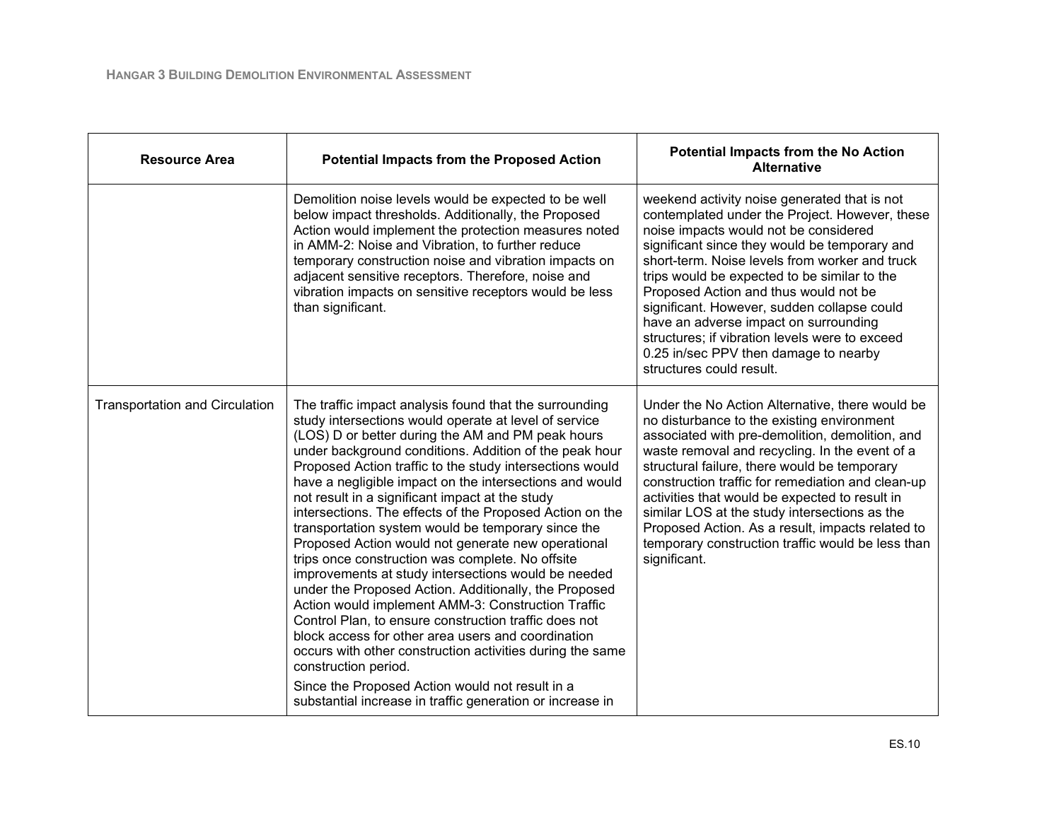| Resource Area | Potential Impacts from the Proposed Action | Potential Impacts from the No Action Alternative |
| --- | --- | --- |
| | Demolition noise levels would be expected to be well below impact thresholds. Additionally, the Proposed Action would implement the protection measures noted in AMM-2: Noise and Vibration, to further reduce temporary construction noise and vibration impacts on adjacent sensitive receptors. Therefore, noise and vibration impacts on sensitive receptors would be less than significant. | weekend activity noise generated that is not contemplated under the Project. However, these noise impacts would not be considered significant since they would be temporary and short-term. Noise levels from worker and truck trips would be expected to be similar to the Proposed Action and thus would not be significant. However, sudden collapse could have an adverse impact on surrounding structures; if vibration levels were to exceed 0.25 in/sec PPV then damage to nearby structures could result. |
| Transportation and Circulation | The traffic impact analysis found that the surrounding study intersections would operate at level of service (LOS) D or better during the AM and PM peak hours under background conditions. Addition of the peak hour Proposed Action traffic to the study intersections would have a negligible impact on the intersections and would not result in a significant impact at the study intersections. The effects of the Proposed Action on the transportation system would be temporary since the Proposed Action would not generate new operational trips once construction was complete. No offsite improvements at study intersections would be needed under the Proposed Action. Additionally, the Proposed Action would implement AMM-3: Construction Traffic Control Plan, to ensure construction traffic does not block access for other area users and coordination occurs with other construction activities during the same construction period.<br><br>Since the Proposed Action would not result in a substantial increase in traffic generation or increase in | Under the No Action Alternative, there would be no disturbance to the existing environment associated with pre-demolition, demolition, and waste removal and recycling. In the event of a structural failure, there would be temporary construction traffic for remediation and clean-up activities that would be expected to result in similar LOS at the study intersections as the Proposed Action. As a result, impacts related to temporary construction traffic would be less than significant. |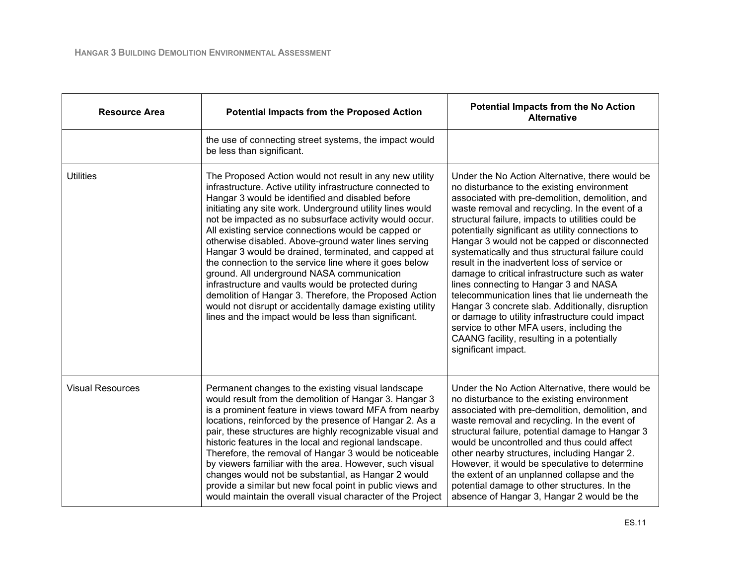| Resource Area | Potential Impacts from the Proposed Action | Potential Impacts from the No Action Alternative |
| --- | --- | --- |
| | the use of connecting street systems, the impact would be less than significant. | |
| Utilities | The Proposed Action would not result in any new utility infrastructure. Active utility infrastructure connected to Hangar 3 would be identified and disabled before initiating any site work. Underground utility lines would not be impacted as no subsurface activity would occur. All existing service connections would be capped or otherwise disabled. Above-ground water lines serving Hangar 3 would be drained, terminated, and capped at the connection to the service line where it goes below ground. All underground NASA communication infrastructure and vaults would be protected during demolition of Hangar 3. Therefore, the Proposed Action would not disrupt or accidentally damage existing utility lines and the impact would be less than significant. | Under the No Action Alternative, there would be no disturbance to the existing environment associated with pre-demolition, demolition, and waste removal and recycling. In the event of a structural failure, impacts to utilities could be potentially significant as utility connections to Hangar 3 would not be capped or disconnected systematically and thus structural failure could result in the inadvertent loss of service or damage to critical infrastructure such as water lines connecting to Hangar 3 and NASA telecommunication lines that lie underneath the Hangar 3 concrete slab. Additionally, disruption or damage to utility infrastructure could impact service to other MFA users, including the CAANG facility, resulting in a potentially significant impact. |
| Visual Resources | Permanent changes to the existing visual landscape would result from the demolition of Hangar 3. Hangar 3 is a prominent feature in views toward MFA from nearby locations, reinforced by the presence of Hangar 2. As a pair, these structures are highly recognizable visual and historic features in the local and regional landscape. Therefore, the removal of Hangar 3 would be noticeable by viewers familiar with the area. However, such visual changes would not be substantial, as Hangar 2 would provide a similar but new focal point in public views and would maintain the overall visual character of the Project | Under the No Action Alternative, there would be no disturbance to the existing environment associated with pre-demolition, demolition, and waste removal and recycling. In the event of structural failure, potential damage to Hangar 3 would be uncontrolled and thus could affect other nearby structures, including Hangar 2. However, it would be speculative to determine the extent of an unplanned collapse and the potential damage to other structures. In the absence of Hangar 3, Hangar 2 would be the |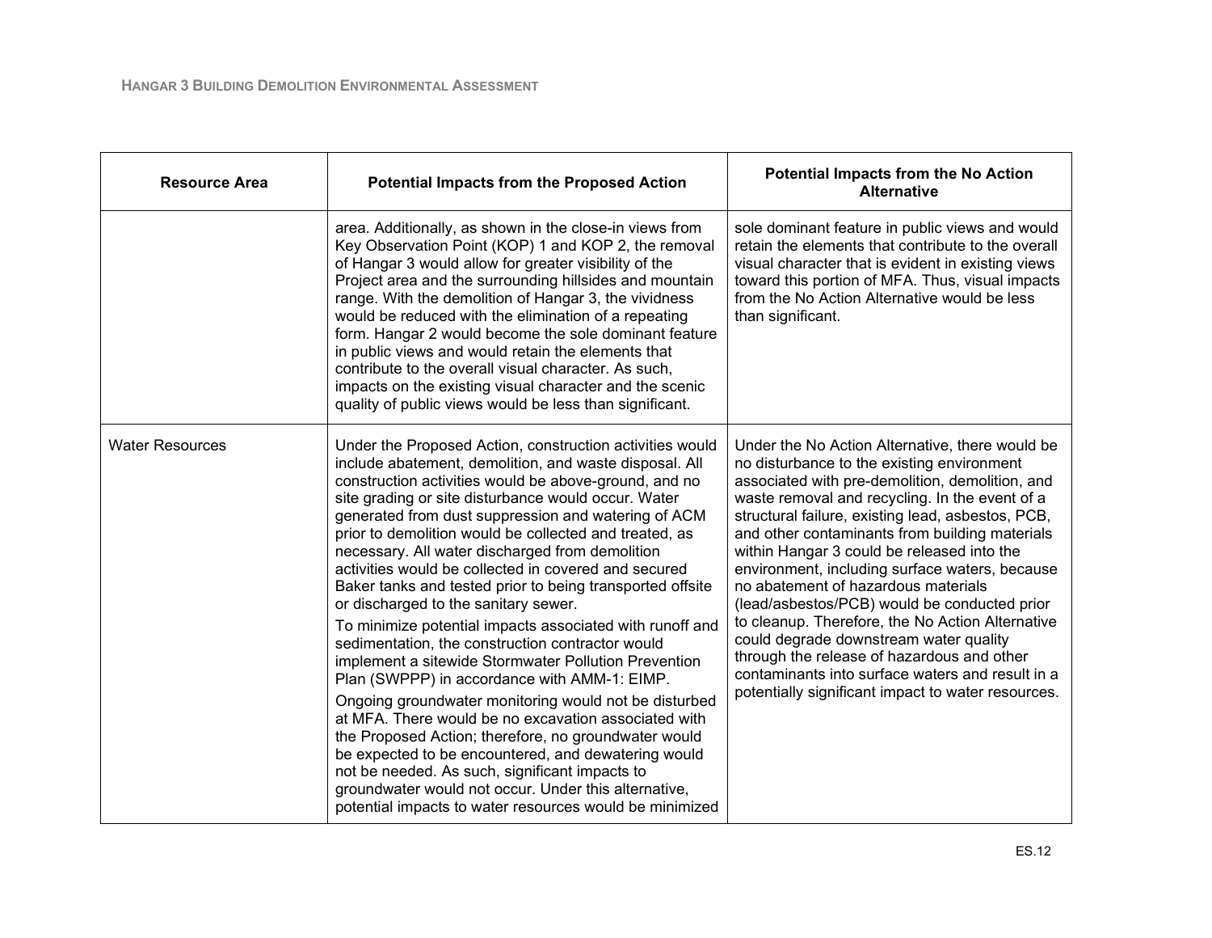| Resource Area | Potential Impacts from the Proposed Action | Potential Impacts from the No Action Alternative |
| --- | --- | --- |
| | area. Additionally, as shown in the close-in views from Key Observation Point (KOP) 1 and KOP 2, the removal of Hangar 3 would allow for greater visibility of the Project area and the surrounding hillsides and mountain range. With the demolition of Hangar 3, the vividness would be reduced with the elimination of a repeating form. Hangar 2 would become the sole dominant feature in public views and would retain the elements that contribute to the overall visual character. As such, impacts on the existing visual character and the scenic quality of public views would be less than significant. | sole dominant feature in public views and would retain the elements that contribute to the overall visual character that is evident in existing views toward this portion of MFA. Thus, visual impacts from the No Action Alternative would be less than significant. |
| Water Resources | Under the Proposed Action, construction activities would include abatement, demolition, and waste disposal. All construction activities would be above-ground, and no site grading or site disturbance would occur. Water generated from dust suppression and watering of ACM prior to demolition would be collected and treated, as necessary. All water discharged from demolition activities would be collected in covered and secured Baker tanks and tested prior to being transported offsite or discharged to the sanitary sewer.<br>To minimize potential impacts associated with runoff and sedimentation, the construction contractor would implement a sitewide Stormwater Pollution Prevention Plan (SWPPP) in accordance with AMM-1: EIMP.<br>Ongoing groundwater monitoring would not be disturbed at MFA. There would be no excavation associated with the Proposed Action; therefore, no groundwater would be expected to be encountered, and dewatering would not be needed. As such, significant impacts to groundwater would not occur. Under this alternative, potential impacts to water resources would be minimized | Under the No Action Alternative, there would be no disturbance to the existing environment associated with pre-demolition, demolition, and waste removal and recycling. In the event of a structural failure, existing lead, asbestos, PCB, and other contaminants from building materials within Hangar 3 could be released into the environment, including surface waters, because no abatement of hazardous materials (lead/asbestos/PCB) would be conducted prior to cleanup. Therefore, the No Action Alternative could degrade downstream water quality through the release of hazardous and other contaminants into surface waters and result in a potentially significant impact to water resources. |